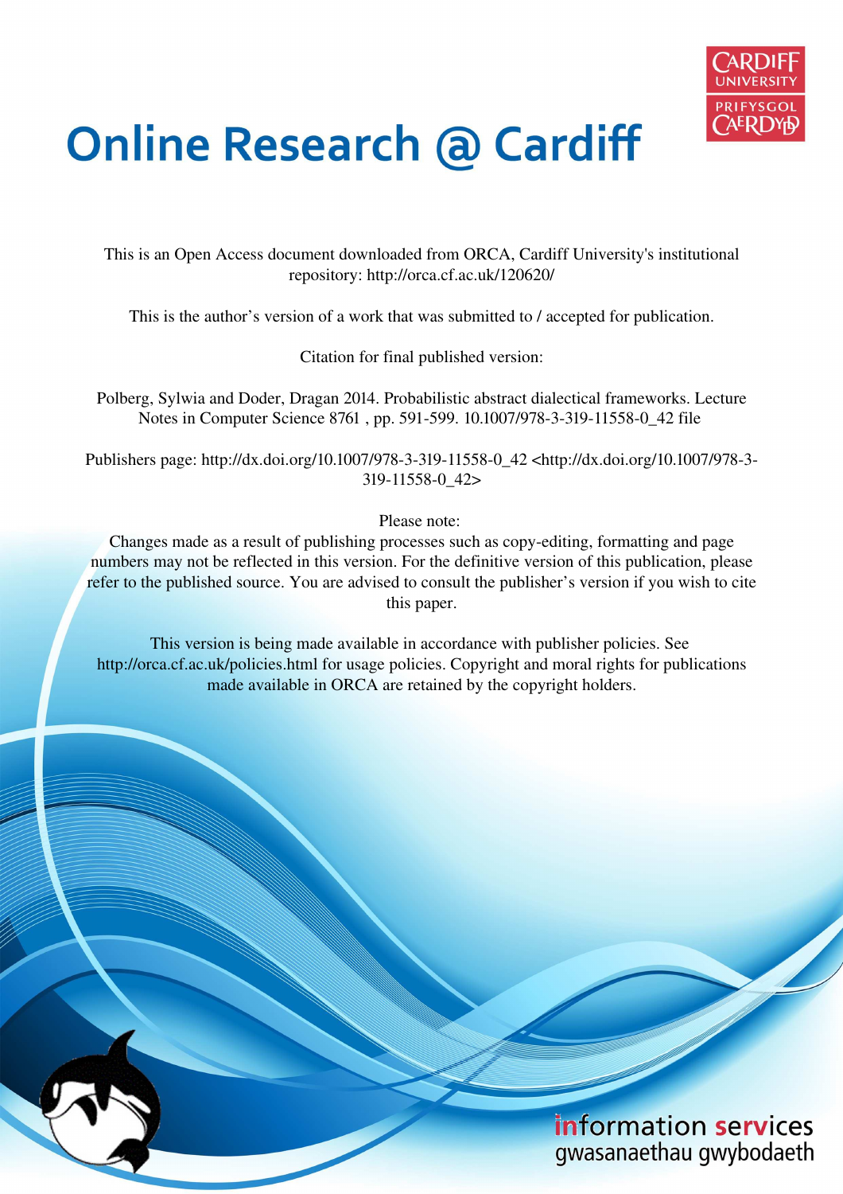# Online Research @ Cardiff

This is an Open Access document downloaded from ORCA, Cardiff University's institutional repository: http://orca.cf.ac.uk/120620/

This is the author's version of a work that was submitted to / accepted for publication.

Citation for final published version:

Polberg, Sylwia and Doder, Dragan 2014. Probabilistic abstract dialectical frameworks. Lecture Notes in Computer Science 8761 , pp. 591-599. 10.1007/978-3-319-11558-0_42 file

Publishers page: http://dx.doi.org/10.1007/978-3-319-11558-0_42 <http://dx.doi.org/10.1007/978-3-319-11558-0_42>

Please note:
Changes made as a result of publishing processes such as copy-editing, formatting and page numbers may not be reflected in this version. For the definitive version of this publication, please refer to the published source. You are advised to consult the publisher's version if you wish to cite this paper.

This version is being made available in accordance with publisher policies. See http://orca.cf.ac.uk/policies.html for usage policies. Copyright and moral rights for publications made available in ORCA are retained by the copyright holders.

information services
gwasanaethau gwybodaeth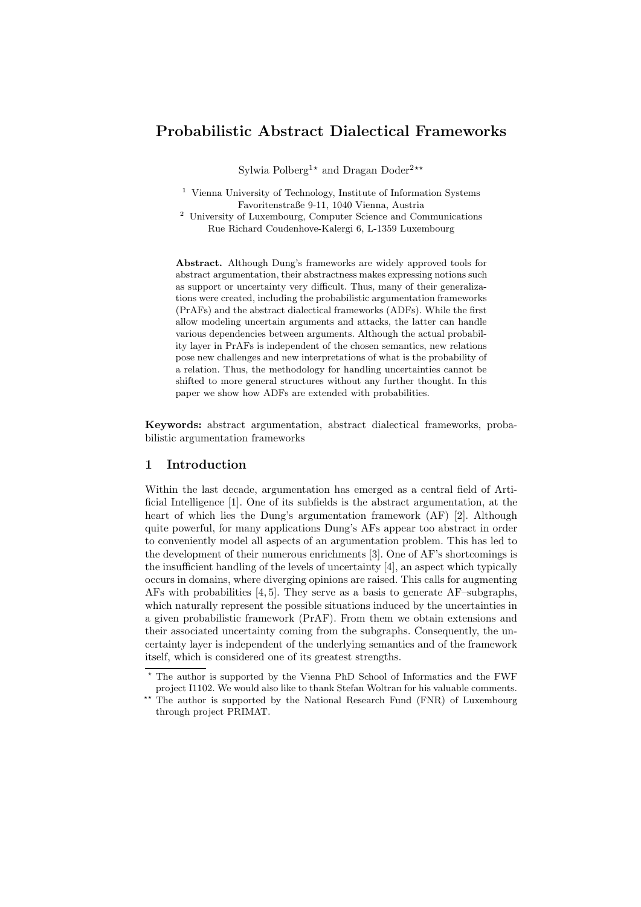# Probabilistic Abstract Dialectical Frameworks

Sylwia Polberg[1⋆] and Dragan Doder[2⋆⋆]

[1] Vienna University of Technology, Institute of Information Systems
Favoritenstraße 9-11, 1040 Vienna, Austria

[2] University of Luxembourg, Computer Science and Communications
Rue Richard Coudenhove-Kalergi 6, L-1359 Luxembourg

**Abstract.** Although Dung's frameworks are widely approved tools for abstract argumentation, their abstractness makes expressing notions such as support or uncertainty very difficult. Thus, many of their generalizations were created, including the probabilistic argumentation frameworks (PrAFs) and the abstract dialectical frameworks (ADFs). While the first allow modeling uncertain arguments and attacks, the latter can handle various dependencies between arguments. Although the actual probability layer in PrAFs is independent of the chosen semantics, new relations pose new challenges and new interpretations of what is the probability of a relation. Thus, the methodology for handling uncertainties cannot be shifted to more general structures without any further thought. In this paper we show how ADFs are extended with probabilities.

**Keywords:** abstract argumentation, abstract dialectical frameworks, probabilistic argumentation frameworks

## 1 Introduction

Within the last decade, argumentation has emerged as a central field of Artificial Intelligence [1]. One of its subfields is the abstract argumentation, at the heart of which lies the Dung's argumentation framework (AF) [2]. Although quite powerful, for many applications Dung's AFs appear too abstract in order to conveniently model all aspects of an argumentation problem. This has led to the development of their numerous enrichments [3]. One of AF's shortcomings is the insufficient handling of the levels of uncertainty [4], an aspect which typically occurs in domains, where diverging opinions are raised. This calls for augmenting AFs with probabilities [4, 5]. They serve as a basis to generate AF–subgraphs, which naturally represent the possible situations induced by the uncertainties in a given probabilistic framework (PrAF). From them we obtain extensions and their associated uncertainty coming from the subgraphs. Consequently, the uncertainty layer is independent of the underlying semantics and of the framework itself, which is considered one of its greatest strengths.

⋆ The author is supported by the Vienna PhD School of Informatics and the FWF project I1102. We would also like to thank Stefan Woltran for his valuable comments.

⋆⋆ The author is supported by the National Research Fund (FNR) of Luxembourg through project PRIMAT.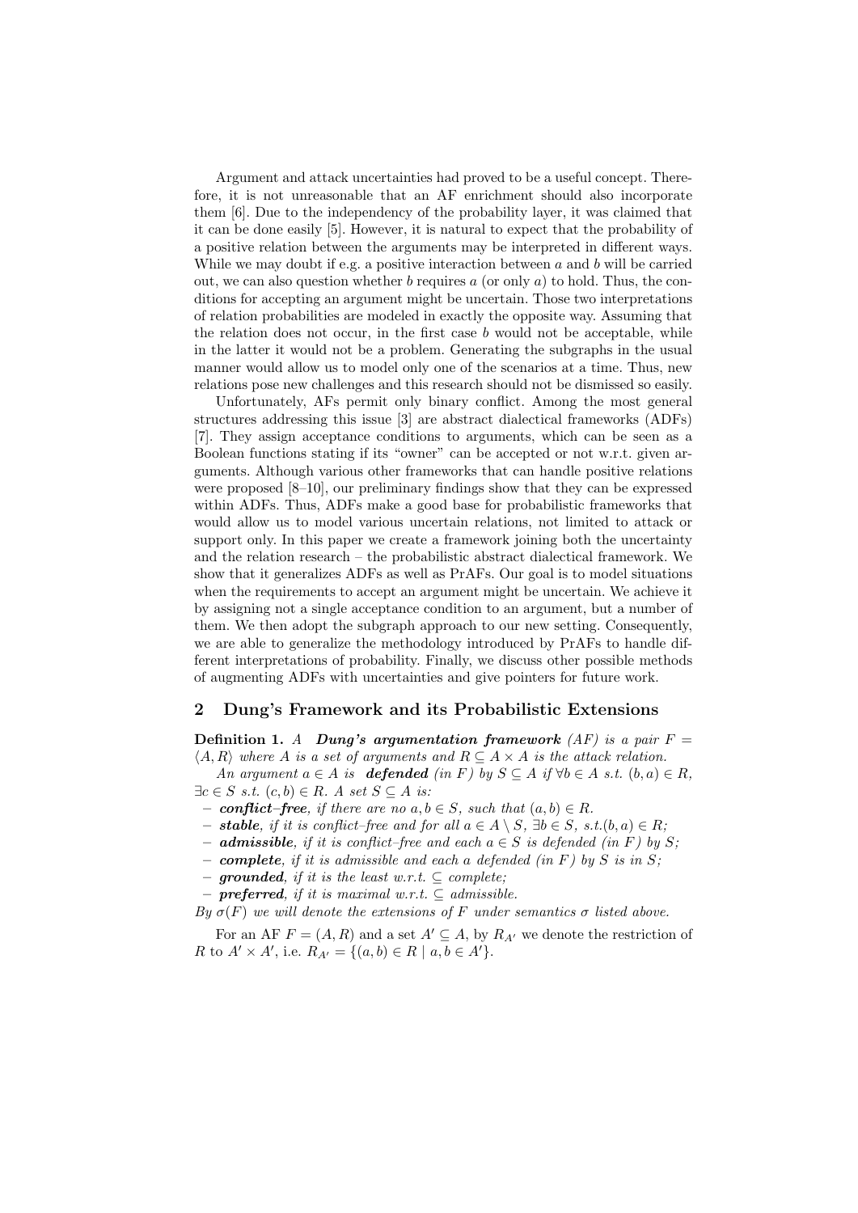Argument and attack uncertainties had proved to be a useful concept. Therefore, it is not unreasonable that an AF enrichment should also incorporate them [6]. Due to the independency of the probability layer, it was claimed that it can be done easily [5]. However, it is natural to expect that the probability of a positive relation between the arguments may be interpreted in different ways. While we may doubt if e.g. a positive interaction between $a$ and $b$ will be carried out, we can also question whether $b$ requires $a$ (or only $a$) to hold. Thus, the conditions for accepting an argument might be uncertain. Those two interpretations of relation probabilities are modeled in exactly the opposite way. Assuming that the relation does not occur, in the first case $b$ would not be acceptable, while in the latter it would not be a problem. Generating the subgraphs in the usual manner would allow us to model only one of the scenarios at a time. Thus, new relations pose new challenges and this research should not be dismissed so easily.

Unfortunately, AFs permit only binary conflict. Among the most general structures addressing this issue [3] are abstract dialectical frameworks (ADFs) [7]. They assign acceptance conditions to arguments, which can be seen as a Boolean functions stating if its "owner" can be accepted or not w.r.t. given arguments. Although various other frameworks that can handle positive relations were proposed [8–10], our preliminary findings show that they can be expressed within ADFs. Thus, ADFs make a good base for probabilistic frameworks that would allow us to model various uncertain relations, not limited to attack or support only. In this paper we create a framework joining both the uncertainty and the relation research – the probabilistic abstract dialectical framework. We show that it generalizes ADFs as well as PrAFs. Our goal is to model situations when the requirements to accept an argument might be uncertain. We achieve it by assigning not a single acceptance condition to an argument, but a number of them. We then adopt the subgraph approach to our new setting. Consequently, we are able to generalize the methodology introduced by PrAFs to handle different interpretations of probability. Finally, we discuss other possible methods of augmenting ADFs with uncertainties and give pointers for future work.

## 2 Dung's Framework and its Probabilistic Extensions

**Definition 1.** *A* ***Dung's argumentation framework*** *(AF) is a pair $F = \langle A, R \rangle$ where $A$ is a set of arguments and $R \subseteq A \times A$ is the attack relation.*

*An argument $a \in A$ is* ***defended*** *(in $F$) by $S \subseteq A$ if $\forall b \in A$ s.t. $(b, a) \in R$, $\exists c \in S$ s.t. $(c, b) \in R$. A set $S \subseteq A$ is:*

- ***conflict–free****, if there are no $a, b \in S$, such that $(a, b) \in R$.*
- ***stable****, if it is conflict–free and for all $a \in A \setminus S$, $\exists b \in S$, s.t.$(b, a) \in R$;*
- ***admissible****, if it is conflict–free and each $a \in S$ is defended (in $F$) by $S$;*
- ***complete****, if it is admissible and each a defended (in $F$) by $S$ is in $S$;*
- ***grounded****, if it is the least w.r.t. $\subseteq$ complete;*
- ***preferred****, if it is maximal w.r.t. $\subseteq$ admissible.*

*By $\sigma(F)$ we will denote the extensions of $F$ under semantics $\sigma$ listed above.*

For an AF $F = (A, R)$ and a set $A' \subseteq A$, by $R_{A'}$ we denote the restriction of $R$ to $A' \times A'$, i.e. $R_{A'} = \{(a, b) \in R \mid a, b \in A'\}$.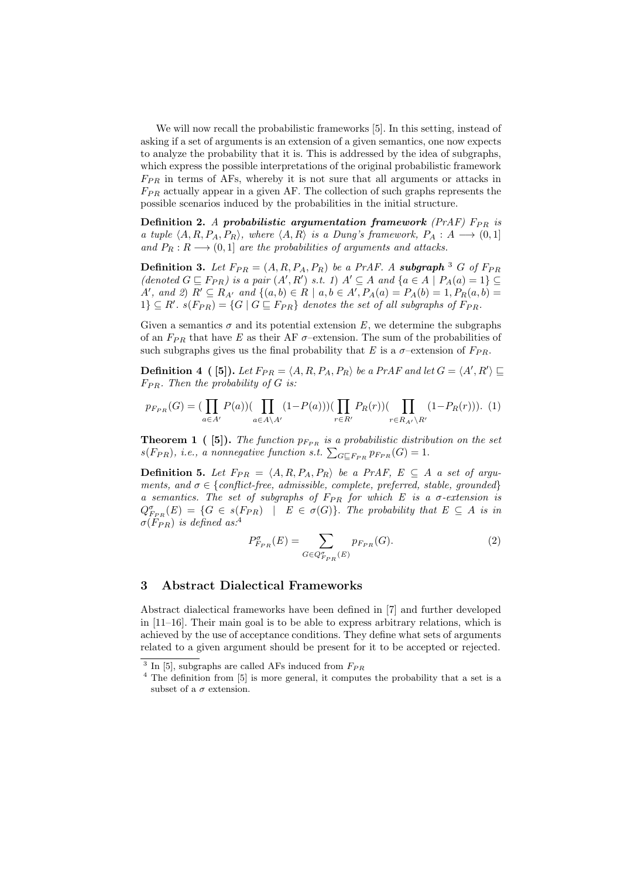We will now recall the probabilistic frameworks [5]. In this setting, instead of asking if a set of arguments is an extension of a given semantics, one now expects to analyze the probability that it is. This is addressed by the idea of subgraphs, which express the possible interpretations of the original probabilistic framework $F_{PR}$ in terms of AFs, whereby it is not sure that all arguments or attacks in $F_{PR}$ actually appear in a given AF. The collection of such graphs represents the possible scenarios induced by the probabilities in the initial structure.

**Definition 2.** *A* ***probabilistic argumentation framework*** *(PrAF) $F_{PR}$ is a tuple $\langle A, R, P_A, P_R \rangle$, where $\langle A, R \rangle$ is a Dung's framework, $P_A : A \longrightarrow (0, 1]$ and $P_R : R \longrightarrow (0, 1]$ are the probabilities of arguments and attacks.*

**Definition 3.** *Let $F_{PR} = (A, R, P_A, P_R)$ be a PrAF. A* ***subgraph*** [3] *$G$ of $F_{PR}$ (denoted $G \sqsubseteq F_{PR}$) is a pair $(A', R')$ s.t. 1) $A' \subseteq A$ and $\{a \in A \mid P_A(a) = 1\} \subseteq A'$, and 2) $R' \subseteq R_{A'}$ and $\{(a, b) \in R \mid a, b \in A', P_A(a) = P_A(b) = 1, P_R(a, b) = 1\} \subseteq R'$. $s(F_{PR}) = \{G \mid G \sqsubseteq F_{PR}\}$ denotes the set of all subgraphs of $F_{PR}$.*

Given a semantics $\sigma$ and its potential extension $E$, we determine the subgraphs of an $F_{PR}$ that have $E$ as their AF $\sigma$–extension. The sum of the probabilities of such subgraphs gives us the final probability that $E$ is a $\sigma$–extension of $F_{PR}$.

**Definition 4 ( [5]).** *Let $F_{PR} = \langle A, R, P_A, P_R \rangle$ be a PrAF and let $G = \langle A', R' \rangle \sqsubseteq F_{PR}$. Then the probability of $G$ is:*

$$p_{F_{PR}}(G) = (\prod_{a \in A'} P(a))(\prod_{a \in A \setminus A'} (1 - P(a)))(\prod_{r \in R'} P_R(r))(\prod_{r \in R_{A'} \setminus R'} (1 - P_R(r))). \quad (1)$$

**Theorem 1 ( [5]).** *The function $p_{F_{PR}}$ is a probabilistic distribution on the set $s(F_{PR})$, i.e., a nonnegative function s.t. $\sum_{G \sqsubseteq F_{PR}} p_{F_{PR}}(G) = 1$.*

**Definition 5.** *Let $F_{PR} = \langle A, R, P_A, P_R \rangle$ be a PrAF, $E \subseteq A$ a set of arguments, and $\sigma \in \{$conflict-free, admissible, complete, preferred, stable, grounded$\}$ a semantics. The set of subgraphs of $F_{PR}$ for which $E$ is a $\sigma$-extension is $Q^{\sigma}_{F_{PR}}(E) = \{G \in s(F_{PR}) \mid E \in \sigma(G)\}$. The probability that $E \subseteq A$ is in $\sigma(F_{PR})$ is defined as:*[4]

$$P^{\sigma}_{F_{PR}}(E) = \sum_{G \in Q^{\sigma}_{F_{PR}}(E)} p_{F_{PR}}(G). \quad (2)$$

## 3 Abstract Dialectical Frameworks

Abstract dialectical frameworks have been defined in [7] and further developed in [11–16]. Their main goal is to be able to express arbitrary relations, which is achieved by the use of acceptance conditions. They define what sets of arguments related to a given argument should be present for it to be accepted or rejected.

[3] In [5], subgraphs are called AFs induced from $F_{PR}$

[4] The definition from [5] is more general, it computes the probability that a set is a subset of a $\sigma$ extension.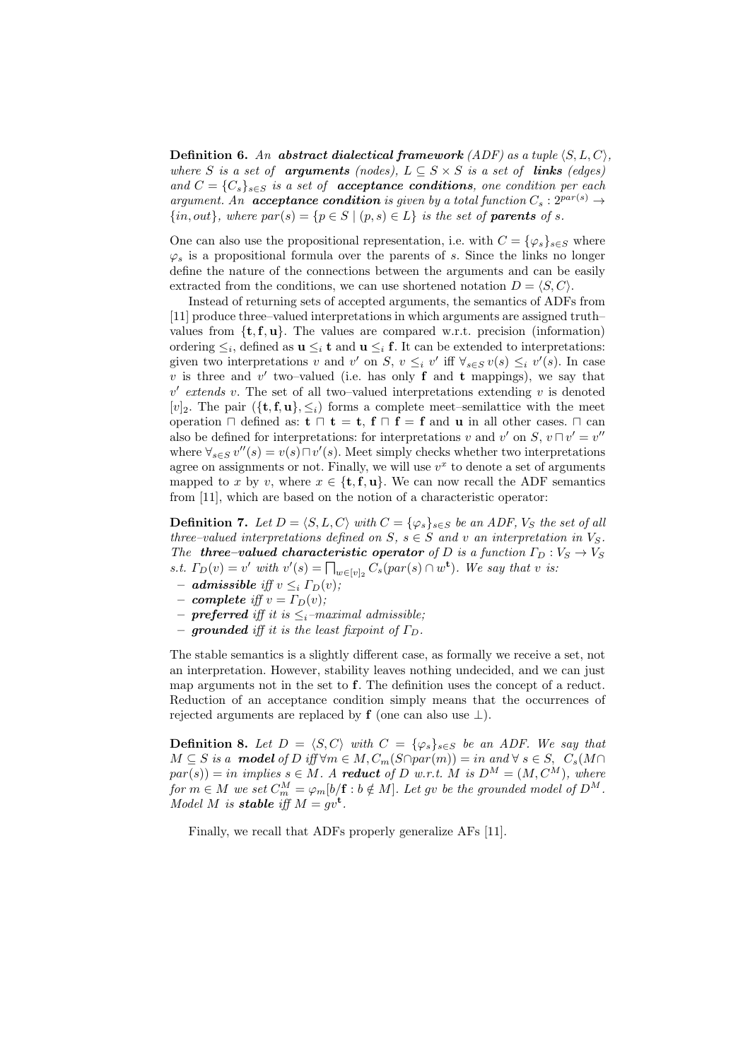**Definition 6.** *An **abstract dialectical framework** (ADF) as a tuple $\langle S, L, C \rangle$, where $S$ is a set of **arguments** (nodes), $L \subseteq S \times S$ is a set of **links** (edges) and $C = \{C_s\}_{s \in S}$ is a set of **acceptance conditions**, one condition per each argument. An **acceptance condition** is given by a total function $C_s : 2^{par(s)} \to \{in, out\}$, where $par(s) = \{p \in S \mid (p, s) \in L\}$ is the set of **parents** of $s$.*

One can also use the propositional representation, i.e. with $C = \{\varphi_s\}_{s \in S}$ where $\varphi_s$ is a propositional formula over the parents of $s$. Since the links no longer define the nature of the connections between the arguments and can be easily extracted from the conditions, we can use shortened notation $D = \langle S, C \rangle$.

Instead of returning sets of accepted arguments, the semantics of ADFs from [11] produce three–valued interpretations in which arguments are assigned truth–values from $\{\mathbf{t}, \mathbf{f}, \mathbf{u}\}$. The values are compared w.r.t. precision (information) ordering $\leq_i$, defined as $\mathbf{u} \leq_i \mathbf{t}$ and $\mathbf{u} \leq_i \mathbf{f}$. It can be extended to interpretations: given two interpretations $v$ and $v'$ on $S$, $v \leq_i v'$ iff $\forall_{s \in S}\, v(s) \leq_i v'(s)$. In case $v$ is three and $v'$ two–valued (i.e. has only $\mathbf{f}$ and $\mathbf{t}$ mappings), we say that $v'$ *extends* $v$. The set of all two–valued interpretations extending $v$ is denoted $[v]_2$. The pair $(\{\mathbf{t}, \mathbf{f}, \mathbf{u}\}, \leq_i)$ forms a complete meet–semilattice with the meet operation $\sqcap$ defined as: $\mathbf{t} \sqcap \mathbf{t} = \mathbf{t}$, $\mathbf{f} \sqcap \mathbf{f} = \mathbf{f}$ and $\mathbf{u}$ in all other cases. $\sqcap$ can also be defined for interpretations: for interpretations $v$ and $v'$ on $S$, $v \sqcap v' = v''$ where $\forall_{s \in S}\, v''(s) = v(s) \sqcap v'(s)$. Meet simply checks whether two interpretations agree on assignments or not. Finally, we will use $v^x$ to denote a set of arguments mapped to $x$ by $v$, where $x \in \{\mathbf{t}, \mathbf{f}, \mathbf{u}\}$. We can now recall the ADF semantics from [11], which are based on the notion of a characteristic operator:

**Definition 7.** *Let $D = \langle S, L, C \rangle$ with $C = \{\varphi_s\}_{s \in S}$ be an ADF, $V_S$ the set of all three–valued interpretations defined on $S$, $s \in S$ and $v$ an interpretation in $V_S$. The **three–valued characteristic operator** of $D$ is a function $\Gamma_D : V_S \to V_S$ s.t. $\Gamma_D(v) = v'$ with $v'(s) = \bigsqcap_{w \in [v]_2} C_s(par(s) \cap w^{\mathbf{t}})$. We say that $v$ is:*

- ***admissible** iff $v \leq_i \Gamma_D(v)$;*
- ***complete** iff $v = \Gamma_D(v)$;*
- ***preferred** iff it is $\leq_i$–maximal admissible;*
- ***grounded** iff it is the least fixpoint of $\Gamma_D$.*

The stable semantics is a slightly different case, as formally we receive a set, not an interpretation. However, stability leaves nothing undecided, and we can just map arguments not in the set to $\mathbf{f}$. The definition uses the concept of a reduct. Reduction of an acceptance condition simply means that the occurrences of rejected arguments are replaced by $\mathbf{f}$ (one can also use $\bot$).

**Definition 8.** *Let $D = \langle S, C \rangle$ with $C = \{\varphi_s\}_{s \in S}$ be an ADF. We say that $M \subseteq S$ is a **model** of $D$ iff $\forall m \in M, C_m(S \cap par(m)) = in$ and $\forall\, s \in S,\ C_s(M \cap par(s)) = in$ implies $s \in M$. A **reduct** of $D$ w.r.t. $M$ is $D^M = (M, C^M)$, where for $m \in M$ we set $C^M_m = \varphi_m[b/\mathbf{f} : b \notin M]$. Let $gv$ be the grounded model of $D^M$. Model $M$ is **stable** iff $M = gv^{\mathbf{t}}$.*

Finally, we recall that ADFs properly generalize AFs [11].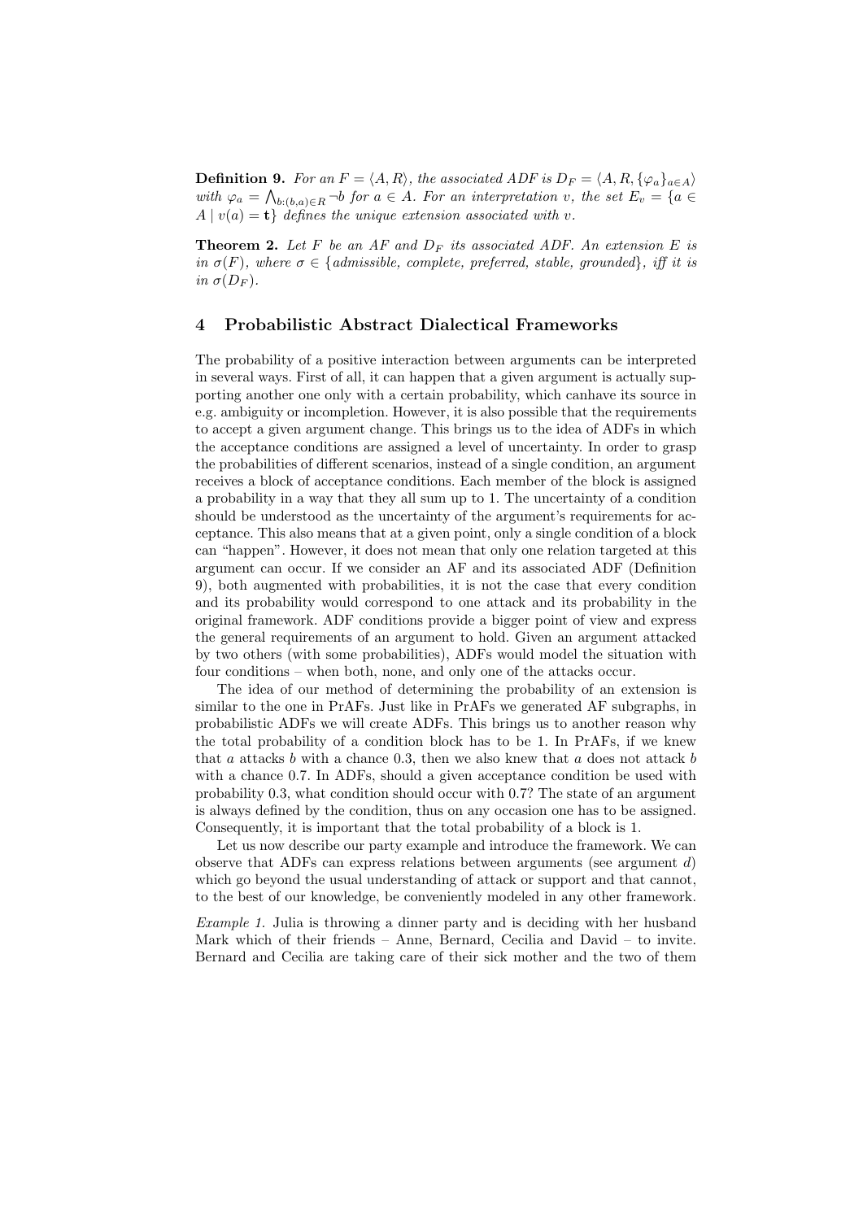**Definition 9.** *For an $F = \langle A, R \rangle$, the associated ADF is $D_F = \langle A, R, \{\varphi_a\}_{a \in A} \rangle$ with $\varphi_a = \bigwedge_{b:(b,a) \in R} \neg b$ for $a \in A$. For an interpretation $v$, the set $E_v = \{a \in A \mid v(a) = \mathbf{t}\}$ defines the unique extension associated with $v$.*

**Theorem 2.** *Let $F$ be an AF and $D_F$ its associated ADF. An extension $E$ is in $\sigma(F)$, where $\sigma \in \{$admissible, complete, preferred, stable, grounded$\}$, iff it is in $\sigma(D_F)$.*

## 4 Probabilistic Abstract Dialectical Frameworks

The probability of a positive interaction between arguments can be interpreted in several ways. First of all, it can happen that a given argument is actually supporting another one only with a certain probability, which canhave its source in e.g. ambiguity or incompletion. However, it is also possible that the requirements to accept a given argument change. This brings us to the idea of ADFs in which the acceptance conditions are assigned a level of uncertainty. In order to grasp the probabilities of different scenarios, instead of a single condition, an argument receives a block of acceptance conditions. Each member of the block is assigned a probability in a way that they all sum up to 1. The uncertainty of a condition should be understood as the uncertainty of the argument's requirements for acceptance. This also means that at a given point, only a single condition of a block can "happen". However, it does not mean that only one relation targeted at this argument can occur. If we consider an AF and its associated ADF (Definition 9), both augmented with probabilities, it is not the case that every condition and its probability would correspond to one attack and its probability in the original framework. ADF conditions provide a bigger point of view and express the general requirements of an argument to hold. Given an argument attacked by two others (with some probabilities), ADFs would model the situation with four conditions – when both, none, and only one of the attacks occur.

The idea of our method of determining the probability of an extension is similar to the one in PrAFs. Just like in PrAFs we generated AF subgraphs, in probabilistic ADFs we will create ADFs. This brings us to another reason why the total probability of a condition block has to be 1. In PrAFs, if we knew that $a$ attacks $b$ with a chance 0.3, then we also knew that $a$ does not attack $b$ with a chance 0.7. In ADFs, should a given acceptance condition be used with probability 0.3, what condition should occur with 0.7? The state of an argument is always defined by the condition, thus on any occasion one has to be assigned. Consequently, it is important that the total probability of a block is 1.

Let us now describe our party example and introduce the framework. We can observe that ADFs can express relations between arguments (see argument $d$) which go beyond the usual understanding of attack or support and that cannot, to the best of our knowledge, be conveniently modeled in any other framework.

*Example 1.* Julia is throwing a dinner party and is deciding with her husband Mark which of their friends – Anne, Bernard, Cecilia and David – to invite. Bernard and Cecilia are taking care of their sick mother and the two of them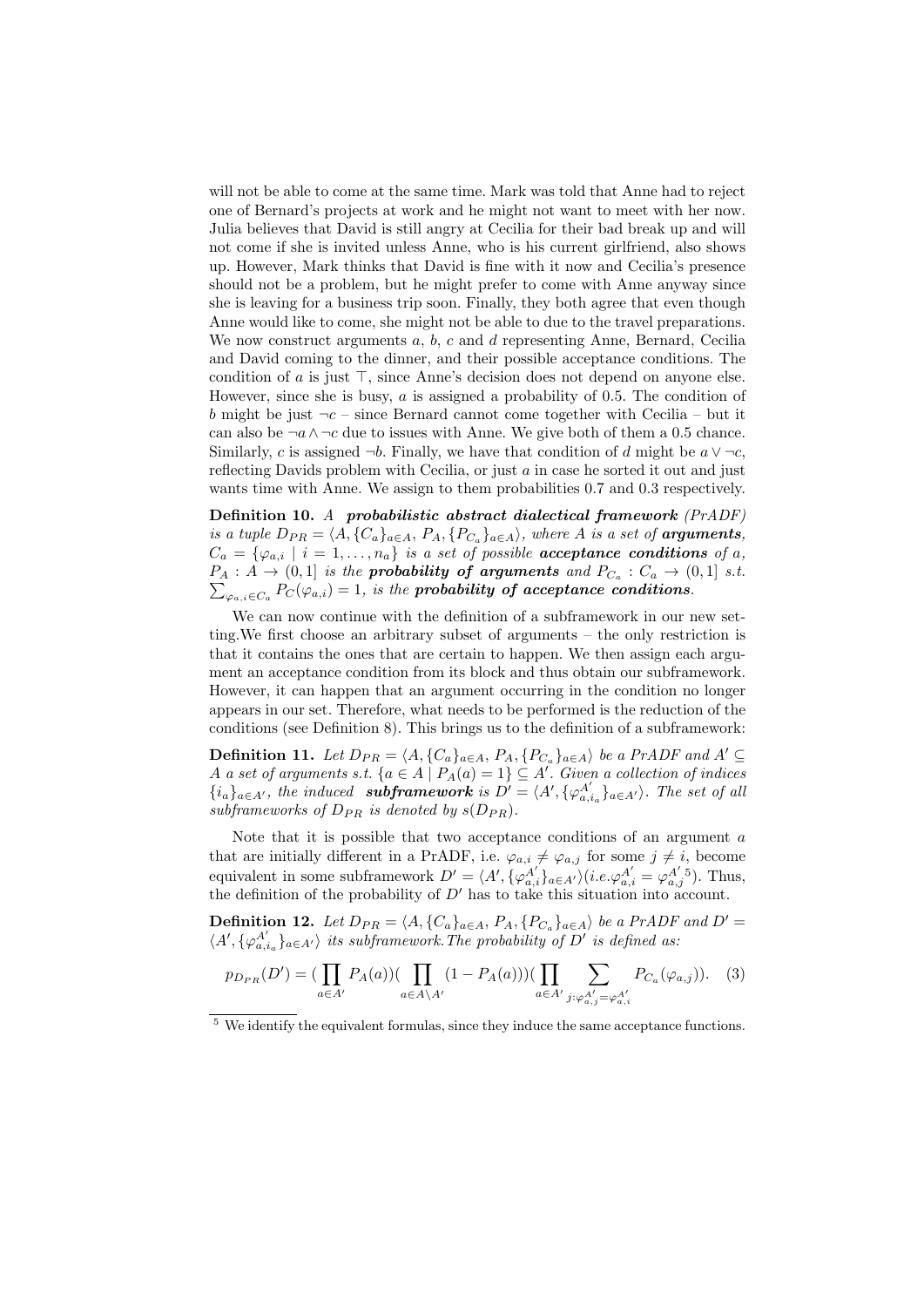will not be able to come at the same time. Mark was told that Anne had to reject one of Bernard's projects at work and he might not want to meet with her now. Julia believes that David is still angry at Cecilia for their bad break up and will not come if she is invited unless Anne, who is his current girlfriend, also shows up. However, Mark thinks that David is fine with it now and Cecilia's presence should not be a problem, but he might prefer to come with Anne anyway since she is leaving for a business trip soon. Finally, they both agree that even though Anne would like to come, she might not be able to due to the travel preparations. We now construct arguments $a$, $b$, $c$ and $d$ representing Anne, Bernard, Cecilia and David coming to the dinner, and their possible acceptance conditions. The condition of $a$ is just $\top$, since Anne's decision does not depend on anyone else. However, since she is busy, $a$ is assigned a probability of 0.5. The condition of $b$ might be just $\neg c$ – since Bernard cannot come together with Cecilia – but it can also be $\neg a \wedge \neg c$ due to issues with Anne. We give both of them a 0.5 chance. Similarly, $c$ is assigned $\neg b$. Finally, we have that condition of $d$ might be $a \vee \neg c$, reflecting Davids problem with Cecilia, or just $a$ in case he sorted it out and just wants time with Anne. We assign to them probabilities 0.7 and 0.3 respectively.

**Definition 10.** *A* ***probabilistic abstract dialectical framework*** *(PrADF) is a tuple* $D_{PR} = \langle A, \{C_a\}_{a \in A}, P_A, \{P_{C_a}\}_{a \in A}\rangle$*, where* $A$ *is a set of* ***arguments****,* $C_a = \{\varphi_{a,i} \mid i = 1, \ldots, n_a\}$ *is a set of possible* ***acceptance conditions*** *of* $a$*,* $P_A : A \to (0, 1]$ *is the* ***probability of arguments*** *and* $P_{C_a} : C_a \to (0, 1]$ *s.t.* $\sum_{\varphi_{a,i} \in C_a} P_C(\varphi_{a,i}) = 1$*, is the* ***probability of acceptance conditions****.*

We can now continue with the definition of a subframework in our new setting.We first choose an arbitrary subset of arguments – the only restriction is that it contains the ones that are certain to happen. We then assign each argument an acceptance condition from its block and thus obtain our subframework. However, it can happen that an argument occurring in the condition no longer appears in our set. Therefore, what needs to be performed is the reduction of the conditions (see Definition 8). This brings us to the definition of a subframework:

**Definition 11.** *Let* $D_{PR} = \langle A, \{C_a\}_{a \in A}, P_A, \{P_{C_a}\}_{a \in A}\rangle$ *be a PrADF and* $A' \subseteq A$ *a set of arguments s.t.* $\{a \in A \mid P_A(a) = 1\} \subseteq A'$*. Given a collection of indices* $\{i_a\}_{a \in A'}$*, the induced* ***subframework*** *is* $D' = \langle A', \{\varphi^{A'}_{a,i_a}\}_{a \in A'}\rangle$*. The set of all subframeworks of* $D_{PR}$ *is denoted by* $s(D_{PR})$*.*

Note that it is possible that two acceptance conditions of an argument $a$ that are initially different in a PrADF, i.e. $\varphi_{a,i} \neq \varphi_{a,j}$ for some $j \neq i$, become equivalent in some subframework $D' = \langle A', \{\varphi^{A'}_{a,i}\}_{a \in A'}\rangle$ (i.e. $\varphi^{A'}_{a,i} = \varphi^{A'}_{a,j}$ [5]). Thus, the definition of the probability of $D'$ has to take this situation into account.

**Definition 12.** *Let* $D_{PR} = \langle A, \{C_a\}_{a \in A}, P_A, \{P_{C_a}\}_{a \in A}\rangle$ *be a PrADF and* $D' = \langle A', \{\varphi^{A'}_{a,i_a}\}_{a \in A'}\rangle$ *its subframework.The probability of* $D'$ *is defined as:*

$$p_{D_{PR}}(D') = (\prod_{a \in A'} P_A(a))(\prod_{a \in A \setminus A'} (1 - P_A(a)))(\prod_{a \in A'} \sum_{j : \varphi^{A'}_{a,j} = \varphi^{A'}_{a,i}} P_{C_a}(\varphi_{a,j})). \quad (3)$$

[5] We identify the equivalent formulas, since they induce the same acceptance functions.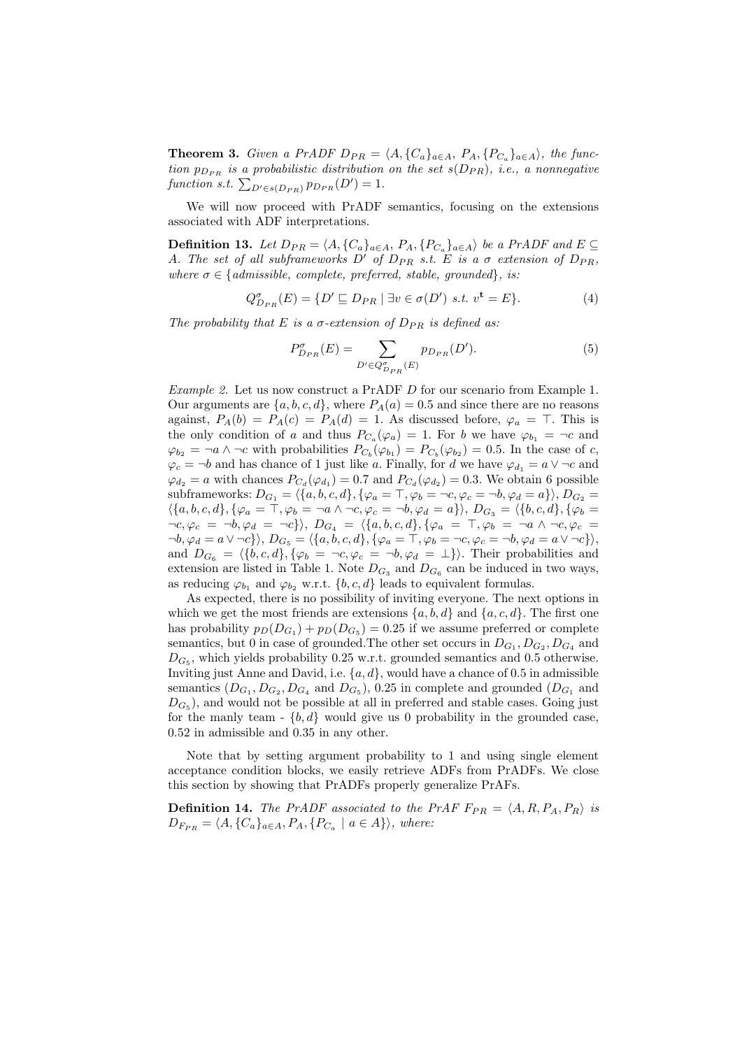**Theorem 3.** *Given a PrADF $D_{PR} = \langle A, \{C_a\}_{a\in A}, P_A, \{P_{C_a}\}_{a\in A}\rangle$, the function $p_{D_{PR}}$ is a probabilistic distribution on the set $s(D_{PR})$, i.e., a nonnegative function s.t. $\sum_{D'\in s(D_{PR})} p_{D_{PR}}(D') = 1$.*

We will now proceed with PrADF semantics, focusing on the extensions associated with ADF interpretations.

**Definition 13.** *Let $D_{PR} = \langle A, \{C_a\}_{a\in A}, P_A, \{P_{C_a}\}_{a\in A}\rangle$ be a PrADF and $E \subseteq A$. The set of all subframeworks $D'$ of $D_{PR}$ s.t. $E$ is a $\sigma$ extension of $D_{PR}$, where $\sigma \in$ {admissible, complete, preferred, stable, grounded}, is:*

$$Q^{\sigma}_{D_{PR}}(E) = \{D' \sqsubseteq D_{PR} \mid \exists v \in \sigma(D') \text{ s.t. } v^{\mathbf{t}} = E\}. \tag{4}$$

*The probability that $E$ is a $\sigma$-extension of $D_{PR}$ is defined as:*

$$P^{\sigma}_{D_{PR}}(E) = \sum_{D'\in Q^{\sigma}_{D_{PR}}(E)} p_{D_{PR}}(D'). \tag{5}$$

*Example 2.* Let us now construct a PrADF $D$ for our scenario from Example 1. Our arguments are $\{a, b, c, d\}$, where $P_A(a) = 0.5$ and since there are no reasons against, $P_A(b) = P_A(c) = P_A(d) = 1$. As discussed before, $\varphi_a = \top$. This is the only condition of $a$ and thus $P_{C_a}(\varphi_a) = 1$. For $b$ we have $\varphi_{b_1} = \neg c$ and $\varphi_{b_2} = \neg a \wedge \neg c$ with probabilities $P_{C_b}(\varphi_{b_1}) = P_{C_b}(\varphi_{b_2}) = 0.5$. In the case of $c$, $\varphi_c = \neg b$ and has chance of 1 just like $a$. Finally, for $d$ we have $\varphi_{d_1} = a \vee \neg c$ and $\varphi_{d_2} = a$ with chances $P_{C_d}(\varphi_{d_1}) = 0.7$ and $P_{C_d}(\varphi_{d_2}) = 0.3$. We obtain 6 possible subframeworks: $D_{G_1} = \langle\{a, b, c, d\}, \{\varphi_a = \top, \varphi_b = \neg c, \varphi_c = \neg b, \varphi_d = a\}\rangle$, $D_{G_2} = \langle\{a, b, c, d\}, \{\varphi_a = \top, \varphi_b = \neg a \wedge \neg c, \varphi_c = \neg b, \varphi_d = a\}\rangle$, $D_{G_3} = \langle\{b, c, d\}, \{\varphi_b = \neg c, \varphi_c = \neg b, \varphi_d = \neg c\}\rangle$, $D_{G_4} = \langle\{a, b, c, d\}, \{\varphi_a = \top, \varphi_b = \neg a \wedge \neg c, \varphi_c = \neg b, \varphi_d = a \vee \neg c\}\rangle$, $D_{G_5} = \langle\{a, b, c, d\}, \{\varphi_a = \top, \varphi_b = \neg c, \varphi_c = \neg b, \varphi_d = a \vee \neg c\}\rangle$, and $D_{G_6} = \langle\{b, c, d\}, \{\varphi_b = \neg c, \varphi_c = \neg b, \varphi_d = \bot\}\rangle$. Their probabilities and extension are listed in Table 1. Note $D_{G_3}$ and $D_{G_6}$ can be induced in two ways, as reducing $\varphi_{b_1}$ and $\varphi_{b_2}$ w.r.t. $\{b, c, d\}$ leads to equivalent formulas.

As expected, there is no possibility of inviting everyone. The next options in which we get the most friends are extensions $\{a, b, d\}$ and $\{a, c, d\}$. The first one has probability $p_D(D_{G_1}) + p_D(D_{G_5}) = 0.25$ if we assume preferred or complete semantics, but 0 in case of grounded.The other set occurs in $D_{G_1}, D_{G_2}, D_{G_4}$ and $D_{G_5}$, which yields probability 0.25 w.r.t. grounded semantics and 0.5 otherwise. Inviting just Anne and David, i.e. $\{a, d\}$, would have a chance of 0.5 in admissible semantics ($D_{G_1}, D_{G_2}, D_{G_4}$ and $D_{G_5}$), 0.25 in complete and grounded ($D_{G_1}$ and $D_{G_5}$), and would not be possible at all in preferred and stable cases. Going just for the manly team - $\{b, d\}$ would give us 0 probability in the grounded case, 0.52 in admissible and 0.35 in any other.

Note that by setting argument probability to 1 and using single element acceptance condition blocks, we easily retrieve ADFs from PrADFs. We close this section by showing that PrADFs properly generalize PrAFs.

**Definition 14.** *The PrADF associated to the PrAF $F_{PR} = \langle A, R, P_A, P_R\rangle$ is $D_{F_{PR}} = \langle A, \{C_a\}_{a\in A}, P_A, \{P_{C_a} \mid a \in A\}\rangle$, where:*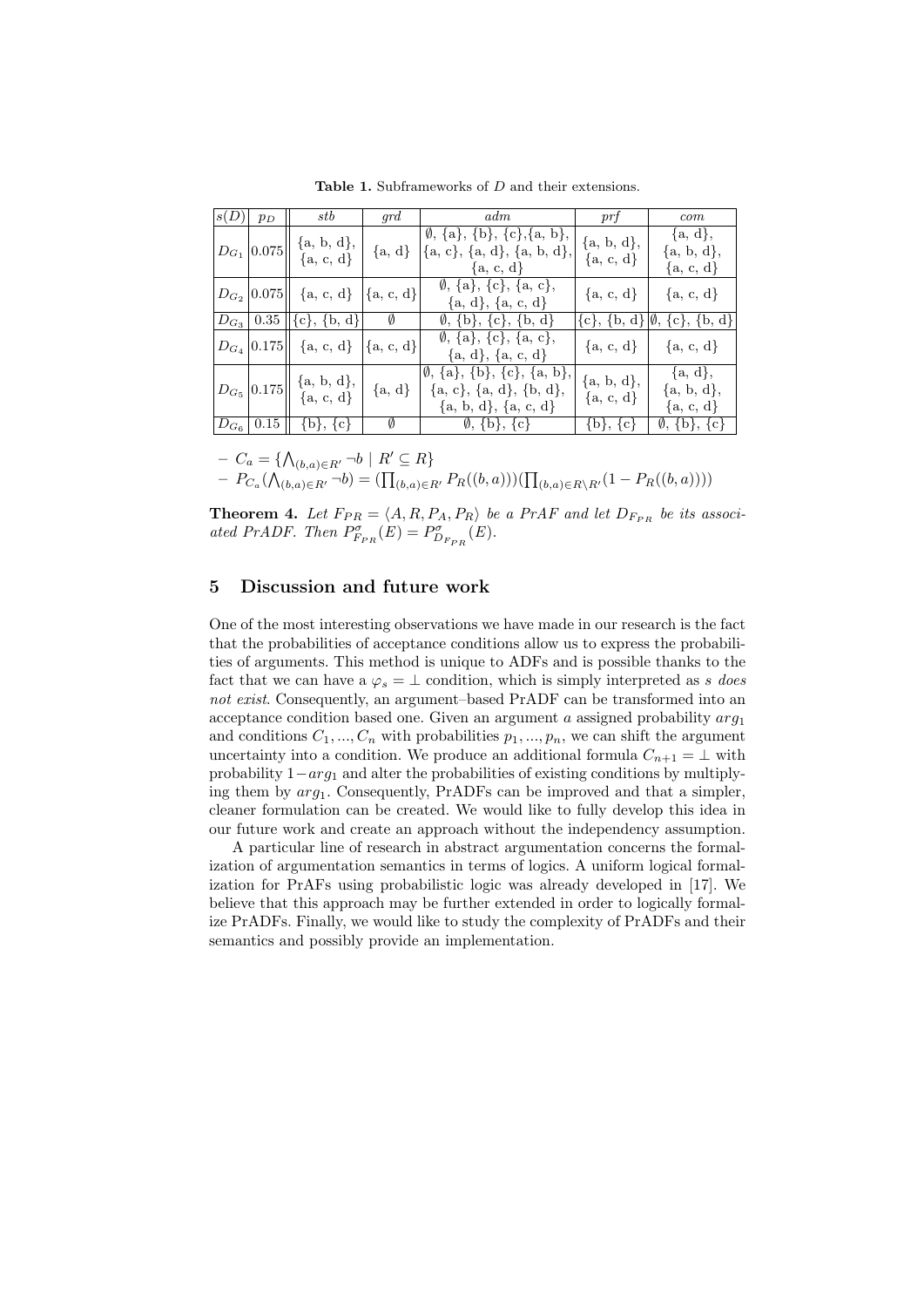**Table 1.** Subframeworks of $D$ and their extensions.

| $s(D)$ | $p_D$ | *stb* | *grd* | *adm* | *prf* | *com* |
|---|---|---|---|---|---|---|
| $D_{G_1}$ | 0.075 | {a, b, d}, {a, c, d} | {a, d} | ∅, {a}, {b}, {c},{a, b}, {a, c}, {a, d}, {a, b, d}, {a, c, d} | {a, b, d}, {a, c, d} | {a, d}, {a, b, d}, {a, c, d} |
| $D_{G_2}$ | 0.075 | {a, c, d} | {a, c, d} | ∅, {a}, {c}, {a, c}, {a, d}, {a, c, d} | {a, c, d} | {a, c, d} |
| $D_{G_3}$ | 0.35 | {c}, {b, d} | ∅ | ∅, {b}, {c}, {b, d} | {c}, {b, d} | ∅, {c}, {b, d} |
| $D_{G_4}$ | 0.175 | {a, c, d} | {a, c, d} | ∅, {a}, {c}, {a, c}, {a, d}, {a, c, d} | {a, c, d} | {a, c, d} |
| $D_{G_5}$ | 0.175 | {a, b, d}, {a, c, d} | {a, d} | ∅, {a}, {b}, {c}, {a, b}, {a, c}, {a, d}, {b, d}, {a, b, d}, {a, c, d} | {a, b, d}, {a, c, d} | {a, d}, {a, b, d}, {a, c, d} |
| $D_{G_6}$ | 0.15 | {b}, {c} | ∅ | ∅, {b}, {c} | {b}, {c} | ∅, {b}, {c} |

- $C_a = \{\bigwedge_{(b,a)\in R'} \neg b \mid R' \subseteq R\}$
- $P_{C_a}(\bigwedge_{(b,a)\in R'} \neg b) = (\prod_{(b,a)\in R'} P_R((b,a)))(\prod_{(b,a)\in R\setminus R'}(1 - P_R((b,a))))$

**Theorem 4.** *Let $F_{PR} = \langle A, R, P_A, P_R\rangle$ be a PrAF and let $D_{F_{PR}}$ be its associated PrADF. Then $P^{\sigma}_{F_{PR}}(E) = P^{\sigma}_{D_{F_{PR}}}(E)$.*

## 5 Discussion and future work

One of the most interesting observations we have made in our research is the fact that the probabilities of acceptance conditions allow us to express the probabilities of arguments. This method is unique to ADFs and is possible thanks to the fact that we can have a $\varphi_s = \bot$ condition, which is simply interpreted as *s does not exist*. Consequently, an argument–based PrADF can be transformed into an acceptance condition based one. Given an argument $a$ assigned probability $arg_1$ and conditions $C_1, ..., C_n$ with probabilities $p_1, ..., p_n$, we can shift the argument uncertainty into a condition. We produce an additional formula $C_{n+1} = \bot$ with probability $1 - arg_1$ and alter the probabilities of existing conditions by multiplying them by $arg_1$. Consequently, PrADFs can be improved and that a simpler, cleaner formulation can be created. We would like to fully develop this idea in our future work and create an approach without the independency assumption.

A particular line of research in abstract argumentation concerns the formalization of argumentation semantics in terms of logics. A uniform logical formalization for PrAFs using probabilistic logic was already developed in [17]. We believe that this approach may be further extended in order to logically formalize PrADFs. Finally, we would like to study the complexity of PrADFs and their semantics and possibly provide an implementation.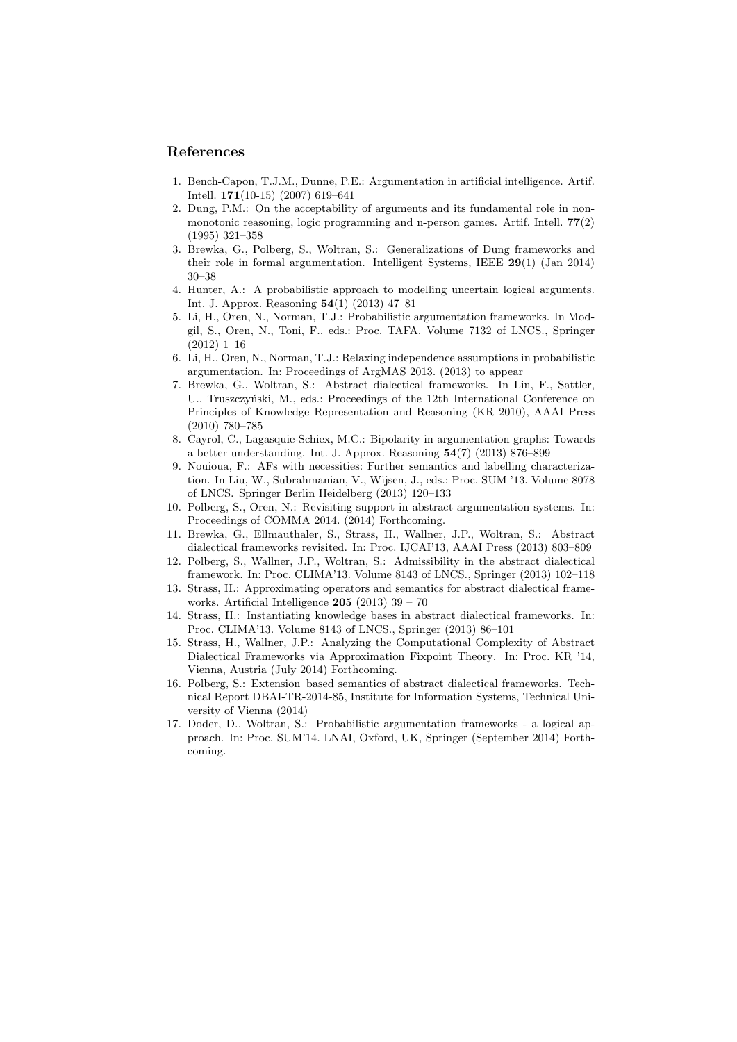## References

1. Bench-Capon, T.J.M., Dunne, P.E.: Argumentation in artificial intelligence. Artif. Intell. **171**(10-15) (2007) 619–641
2. Dung, P.M.: On the acceptability of arguments and its fundamental role in nonmonotonic reasoning, logic programming and n-person games. Artif. Intell. **77**(2) (1995) 321–358
3. Brewka, G., Polberg, S., Woltran, S.: Generalizations of Dung frameworks and their role in formal argumentation. Intelligent Systems, IEEE **29**(1) (Jan 2014) 30–38
4. Hunter, A.: A probabilistic approach to modelling uncertain logical arguments. Int. J. Approx. Reasoning **54**(1) (2013) 47–81
5. Li, H., Oren, N., Norman, T.J.: Probabilistic argumentation frameworks. In Modgil, S., Oren, N., Toni, F., eds.: Proc. TAFA. Volume 7132 of LNCS., Springer (2012) 1–16
6. Li, H., Oren, N., Norman, T.J.: Relaxing independence assumptions in probabilistic argumentation. In: Proceedings of ArgMAS 2013. (2013) to appear
7. Brewka, G., Woltran, S.: Abstract dialectical frameworks. In Lin, F., Sattler, U., Truszczyński, M., eds.: Proceedings of the 12th International Conference on Principles of Knowledge Representation and Reasoning (KR 2010), AAAI Press (2010) 780–785
8. Cayrol, C., Lagasquie-Schiex, M.C.: Bipolarity in argumentation graphs: Towards a better understanding. Int. J. Approx. Reasoning **54**(7) (2013) 876–899
9. Nouioua, F.: AFs with necessities: Further semantics and labelling characterization. In Liu, W., Subrahmanian, V., Wijsen, J., eds.: Proc. SUM '13. Volume 8078 of LNCS. Springer Berlin Heidelberg (2013) 120–133
10. Polberg, S., Oren, N.: Revisiting support in abstract argumentation systems. In: Proceedings of COMMA 2014. (2014) Forthcoming.
11. Brewka, G., Ellmauthaler, S., Strass, H., Wallner, J.P., Woltran, S.: Abstract dialectical frameworks revisited. In: Proc. IJCAI'13, AAAI Press (2013) 803–809
12. Polberg, S., Wallner, J.P., Woltran, S.: Admissibility in the abstract dialectical framework. In: Proc. CLIMA'13. Volume 8143 of LNCS., Springer (2013) 102–118
13. Strass, H.: Approximating operators and semantics for abstract dialectical frameworks. Artificial Intelligence **205** (2013) 39 – 70
14. Strass, H.: Instantiating knowledge bases in abstract dialectical frameworks. In: Proc. CLIMA'13. Volume 8143 of LNCS., Springer (2013) 86–101
15. Strass, H., Wallner, J.P.: Analyzing the Computational Complexity of Abstract Dialectical Frameworks via Approximation Fixpoint Theory. In: Proc. KR '14, Vienna, Austria (July 2014) Forthcoming.
16. Polberg, S.: Extension–based semantics of abstract dialectical frameworks. Technical Report DBAI-TR-2014-85, Institute for Information Systems, Technical University of Vienna (2014)
17. Doder, D., Woltran, S.: Probabilistic argumentation frameworks - a logical approach. In: Proc. SUM'14. LNAI, Oxford, UK, Springer (September 2014) Forthcoming.